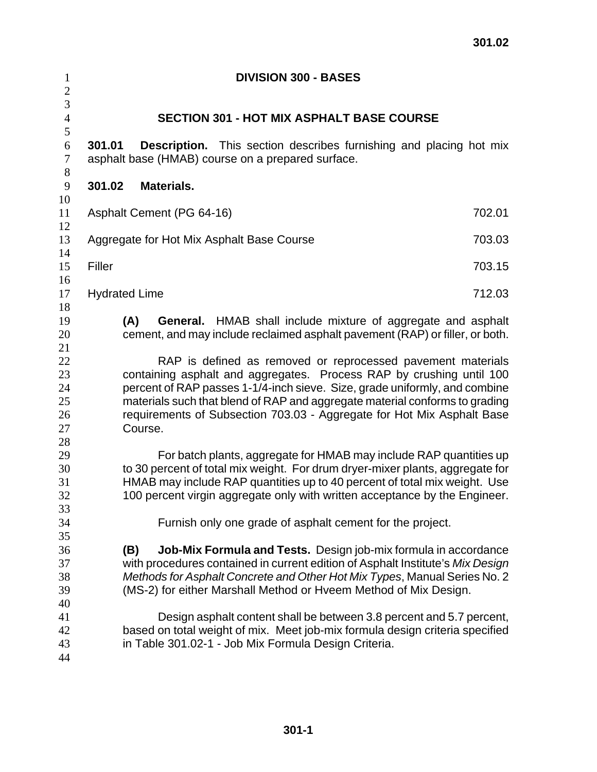# DIVISION 300 - BASES

## SECTION 301 - HOT MIX ASPHALT BASE COURSE

**301.01 Description.** This section describes furnishing and placing hot mix asphalt base (HMAB) course on a prepared surface.

**301.02 Materials.**

| | |
|---|---|
| Asphalt Cement (PG 64-16) | 702.01 |
| Aggregate for Hot Mix Asphalt Base Course | 703.03 |
| Filler | 703.15 |
| Hydrated Lime | 712.03 |

**(A) General.** HMAB shall include mixture of aggregate and asphalt cement, and may include reclaimed asphalt pavement (RAP) or filler, or both.

RAP is defined as removed or reprocessed pavement materials containing asphalt and aggregates. Process RAP by crushing until 100 percent of RAP passes 1-1/4-inch sieve. Size, grade uniformly, and combine materials such that blend of RAP and aggregate material conforms to grading requirements of Subsection 703.03 - Aggregate for Hot Mix Asphalt Base Course.

For batch plants, aggregate for HMAB may include RAP quantities up to 30 percent of total mix weight. For drum dryer-mixer plants, aggregate for HMAB may include RAP quantities up to 40 percent of total mix weight. Use 100 percent virgin aggregate only with written acceptance by the Engineer.

Furnish only one grade of asphalt cement for the project.

**(B) Job-Mix Formula and Tests.** Design job-mix formula in accordance with procedures contained in current edition of Asphalt Institute's *Mix Design Methods for Asphalt Concrete and Other Hot Mix Types*, Manual Series No. 2 (MS-2) for either Marshall Method or Hveem Method of Mix Design.

Design asphalt content shall be between 3.8 percent and 5.7 percent, based on total weight of mix. Meet job-mix formula design criteria specified in Table 301.02-1 - Job Mix Formula Design Criteria.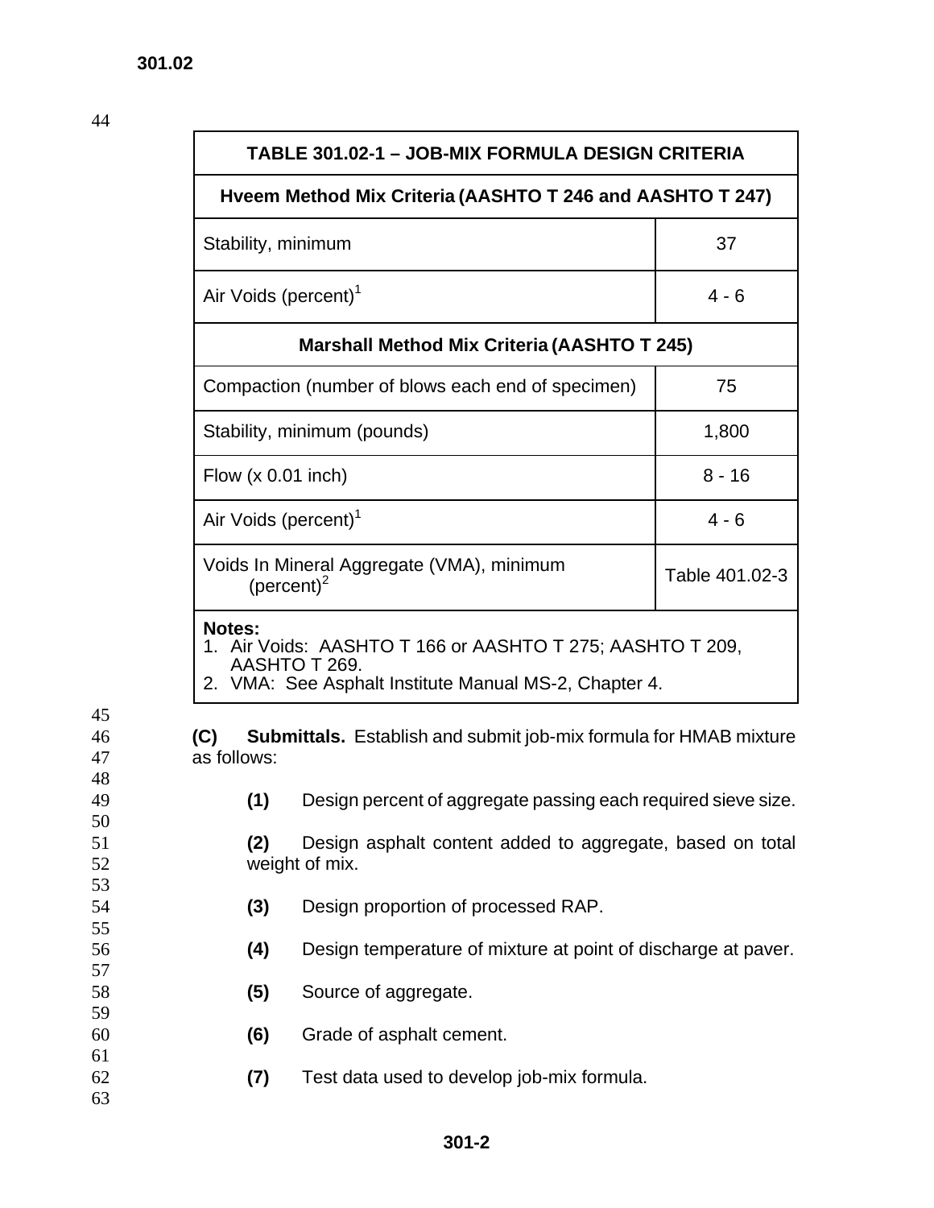| TABLE 301.02-1 – JOB-MIX FORMULA DESIGN CRITERIA | |
|---|---|
| **Hveem Method Mix Criteria (AASHTO T 246 and AASHTO T 247)** | |
| Stability, minimum | 37 |
| Air Voids (percent)[1] | 4 - 6 |
| **Marshall Method Mix Criteria (AASHTO T 245)** | |
| Compaction (number of blows each end of specimen) | 75 |
| Stability, minimum (pounds) | 1,800 |
| Flow (x 0.01 inch) | 8 - 16 |
| Air Voids (percent)[1] | 4 - 6 |
| Voids In Mineral Aggregate (VMA), minimum (percent)[2] | Table 401.02-3 |

**Notes:**
1. Air Voids: AASHTO T 166 or AASHTO T 275; AASHTO T 209, AASHTO T 269.
2. VMA: See Asphalt Institute Manual MS-2, Chapter 4.

**(C) Submittals.** Establish and submit job-mix formula for HMAB mixture as follows:

**(1)** Design percent of aggregate passing each required sieve size.

**(2)** Design asphalt content added to aggregate, based on total weight of mix.

**(3)** Design proportion of processed RAP.

**(4)** Design temperature of mixture at point of discharge at paver.

**(5)** Source of aggregate.

**(6)** Grade of asphalt cement.

**(7)** Test data used to develop job-mix formula.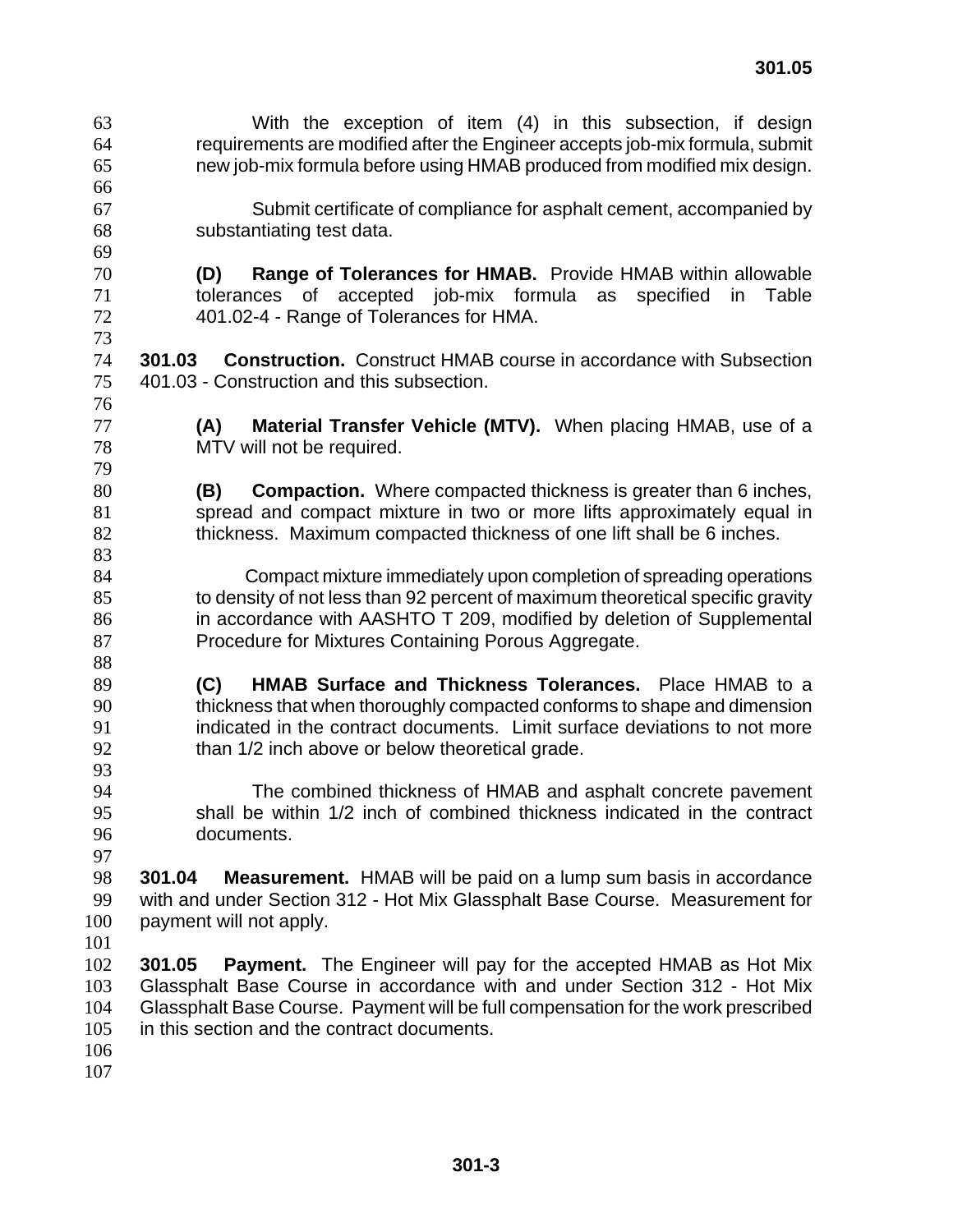With the exception of item (4) in this subsection, if design requirements are modified after the Engineer accepts job-mix formula, submit new job-mix formula before using HMAB produced from modified mix design.

Submit certificate of compliance for asphalt cement, accompanied by substantiating test data.

**(D) Range of Tolerances for HMAB.** Provide HMAB within allowable tolerances of accepted job-mix formula as specified in Table 401.02-4 - Range of Tolerances for HMA.

**301.03 Construction.** Construct HMAB course in accordance with Subsection 401.03 - Construction and this subsection.

**(A) Material Transfer Vehicle (MTV).** When placing HMAB, use of a MTV will not be required.

**(B) Compaction.** Where compacted thickness is greater than 6 inches, spread and compact mixture in two or more lifts approximately equal in thickness. Maximum compacted thickness of one lift shall be 6 inches.

Compact mixture immediately upon completion of spreading operations to density of not less than 92 percent of maximum theoretical specific gravity in accordance with AASHTO T 209, modified by deletion of Supplemental Procedure for Mixtures Containing Porous Aggregate.

**(C) HMAB Surface and Thickness Tolerances.** Place HMAB to a thickness that when thoroughly compacted conforms to shape and dimension indicated in the contract documents. Limit surface deviations to not more than 1/2 inch above or below theoretical grade.

The combined thickness of HMAB and asphalt concrete pavement shall be within 1/2 inch of combined thickness indicated in the contract documents.

**301.04 Measurement.** HMAB will be paid on a lump sum basis in accordance with and under Section 312 - Hot Mix Glassphalt Base Course. Measurement for payment will not apply.

**301.05 Payment.** The Engineer will pay for the accepted HMAB as Hot Mix Glassphalt Base Course in accordance with and under Section 312 - Hot Mix Glassphalt Base Course. Payment will be full compensation for the work prescribed in this section and the contract documents.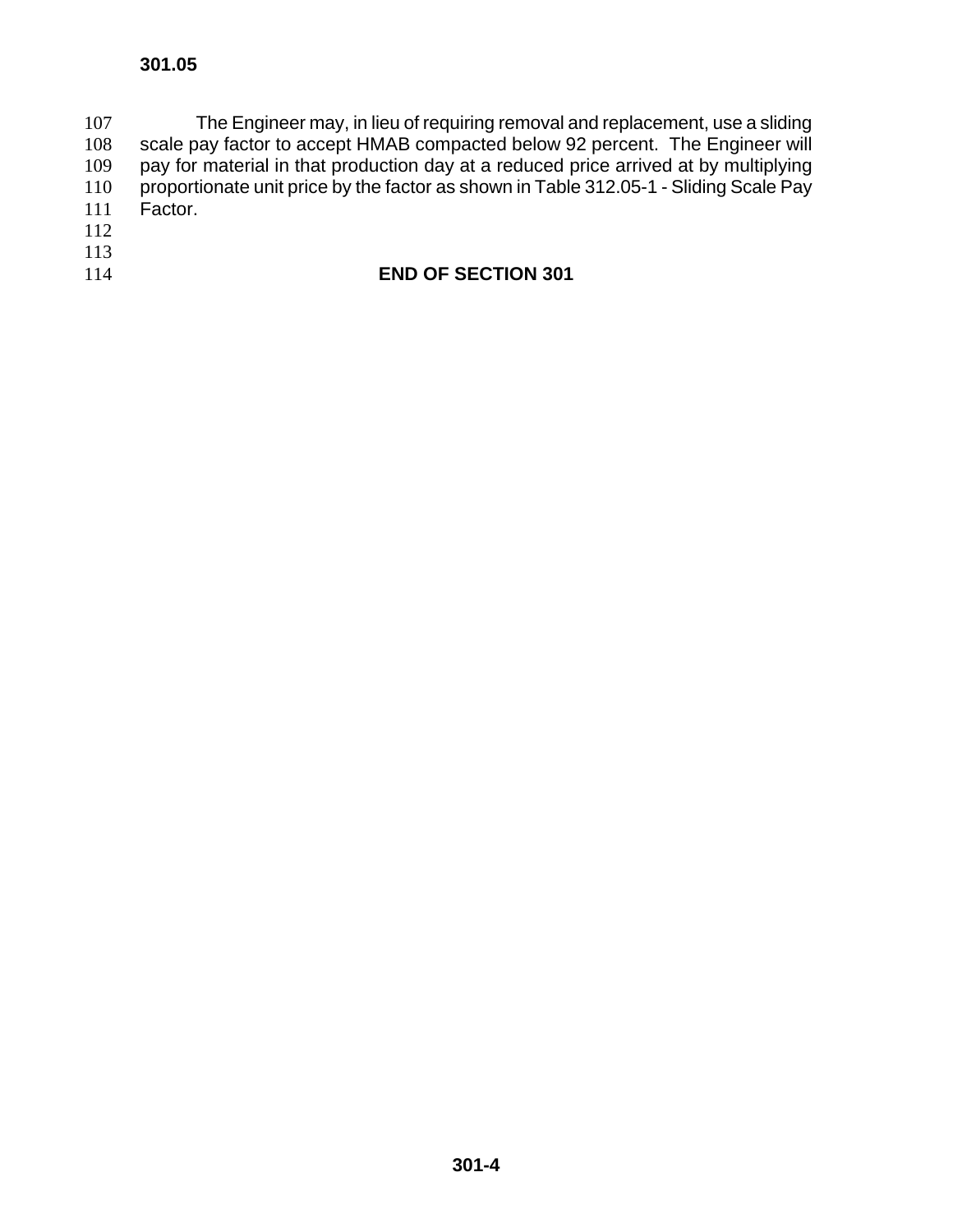The Engineer may, in lieu of requiring removal and replacement, use a sliding scale pay factor to accept HMAB compacted below 92 percent. The Engineer will pay for material in that production day at a reduced price arrived at by multiplying proportionate unit price by the factor as shown in Table 312.05-1 - Sliding Scale Pay Factor.

**END OF SECTION 301**